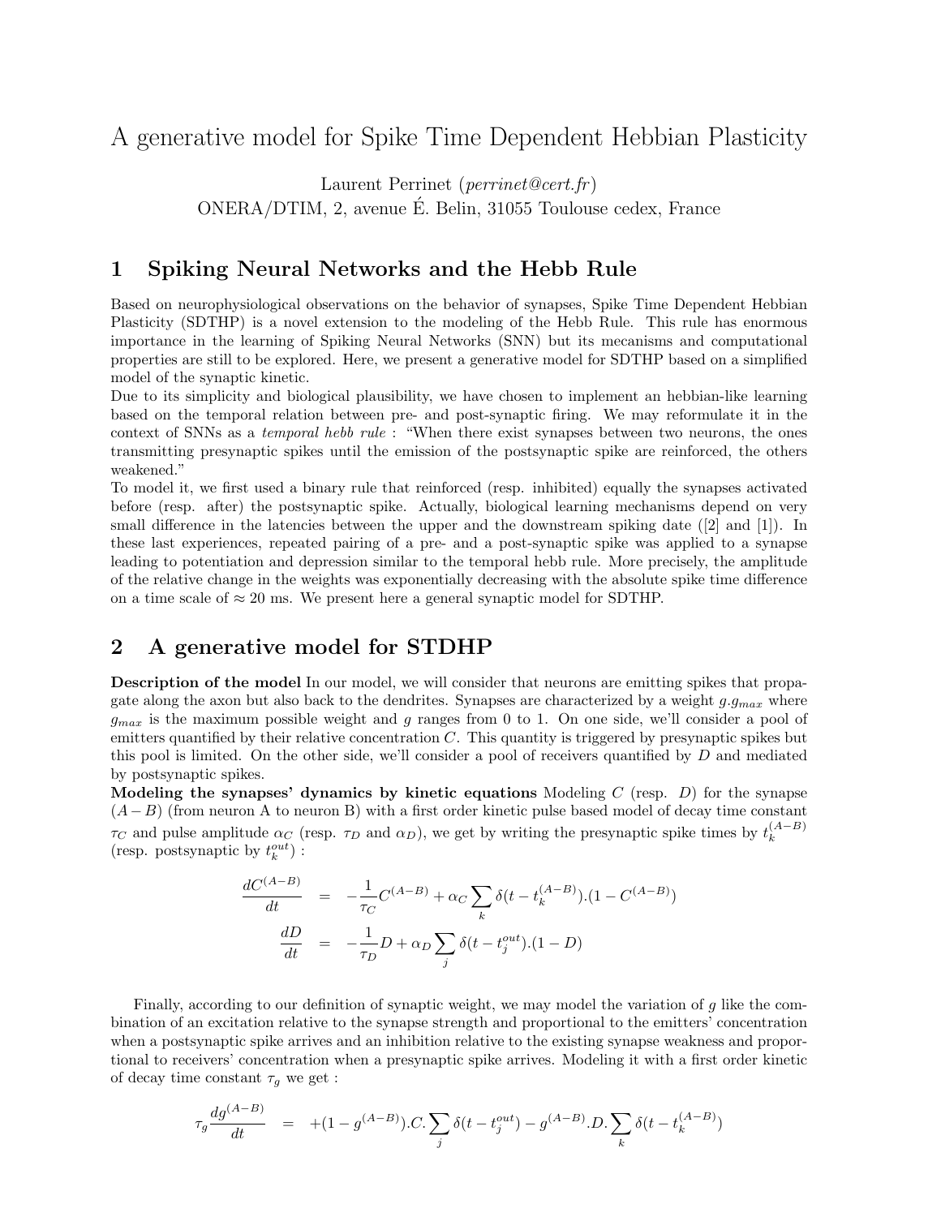# A generative model for Spike Time Dependent Hebbian Plasticity

Laurent Perrinet (*perrinet@cert.fr*)
ONERA/DTIM, 2, avenue É. Belin, 31055 Toulouse cedex, France

## 1 Spiking Neural Networks and the Hebb Rule

Based on neurophysiological observations on the behavior of synapses, Spike Time Dependent Hebbian Plasticity (SDTHP) is a novel extension to the modeling of the Hebb Rule. This rule has enormous importance in the learning of Spiking Neural Networks (SNN) but its mecanisms and computational properties are still to be explored. Here, we present a generative model for SDTHP based on a simplified model of the synaptic kinetic.

Due to its simplicity and biological plausibility, we have chosen to implement an hebbian-like learning based on the temporal relation between pre- and post-synaptic firing. We may reformulate it in the context of SNNs as a *temporal hebb rule* : "When there exist synapses between two neurons, the ones transmitting presynaptic spikes until the emission of the postsynaptic spike are reinforced, the others weakened."

To model it, we first used a binary rule that reinforced (resp. inhibited) equally the synapses activated before (resp. after) the postsynaptic spike. Actually, biological learning mechanisms depend on very small difference in the latencies between the upper and the downstream spiking date ([2] and [1]). In these last experiences, repeated pairing of a pre- and a post-synaptic spike was applied to a synapse leading to potentiation and depression similar to the temporal hebb rule. More precisely, the amplitude of the relative change in the weights was exponentially decreasing with the absolute spike time difference on a time scale of $\approx 20$ ms. We present here a general synaptic model for SDTHP.

## 2 A generative model for STDHP

**Description of the model** In our model, we will consider that neurons are emitting spikes that propagate along the axon but also back to the dendrites. Synapses are characterized by a weight $g.g_{max}$ where $g_{max}$ is the maximum possible weight and $g$ ranges from 0 to 1. On one side, we'll consider a pool of emitters quantified by their relative concentration $C$. This quantity is triggered by presynaptic spikes but this pool is limited. On the other side, we'll consider a pool of receivers quantified by $D$ and mediated by postsynaptic spikes.

**Modeling the synapses' dynamics by kinetic equations** Modeling $C$ (resp. $D$) for the synapse $(A-B)$ (from neuron A to neuron B) with a first order kinetic pulse based model of decay time constant $\tau_C$ and pulse amplitude $\alpha_C$ (resp. $\tau_D$ and $\alpha_D$), we get by writing the presynaptic spike times by $t_k^{(A-B)}$ (resp. postsynaptic by $t_k^{out}$) :

$$
\begin{aligned}
\frac{dC^{(A-B)}}{dt} &= -\frac{1}{\tau_C} C^{(A-B)} + \alpha_C \sum_k \delta(t - t_k^{(A-B)}).(1 - C^{(A-B)}) \\
\frac{dD}{dt} &= -\frac{1}{\tau_D} D + \alpha_D \sum_j \delta(t - t_j^{out}).(1 - D)
\end{aligned}
$$

Finally, according to our definition of synaptic weight, we may model the variation of $g$ like the combination of an excitation relative to the synapse strength and proportional to the emitters' concentration when a postsynaptic spike arrives and an inhibition relative to the existing synapse weakness and proportional to receivers' concentration when a presynaptic spike arrives. Modeling it with a first order kinetic of decay time constant $\tau_g$ we get :

$$
\tau_g \frac{dg^{(A-B)}}{dt} = +(1 - g^{(A-B)}).C.\sum_j \delta(t - t_j^{out}) - g^{(A-B)}.D.\sum_k \delta(t - t_k^{(A-B)})
$$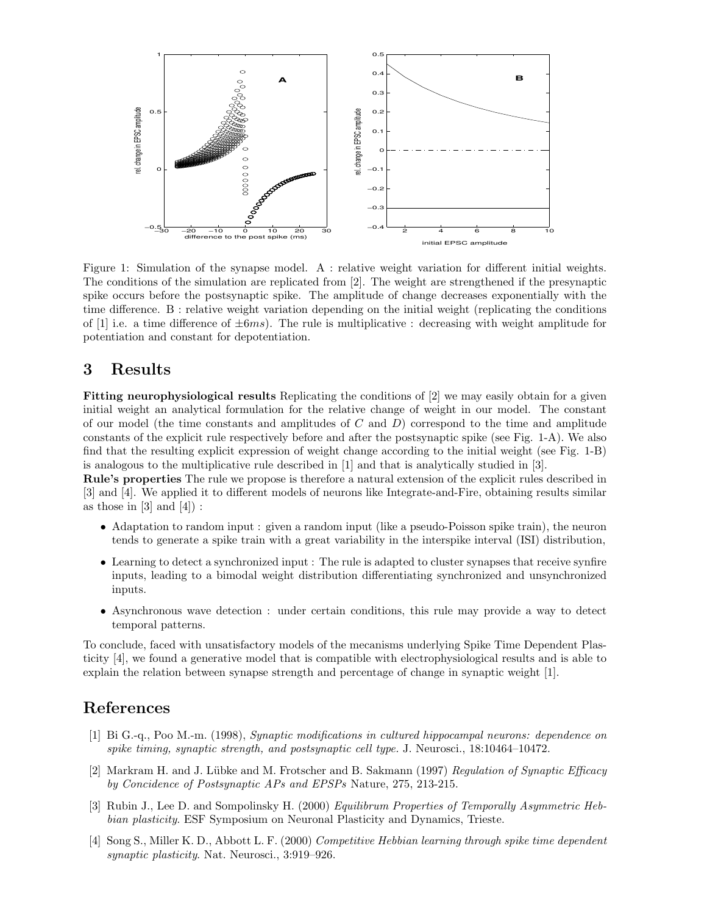A

rel. change in EPSC amplitude

1

0.5

0

−0.5

−30 −20 −10 0 10 20 30

difference to the post spike (ms)

B

rel. change in EPSC amplitude

0.5

0.4

0.3

0.2

0.1

0

−0.1

−0.2

−0.3

−0.4

2 4 6 8 10

initial EPSC amplitude

Figure 1: Simulation of the synapse model. A : relative weight variation for different initial weights. The conditions of the simulation are replicated from [2]. The weight are strengthened if the presynaptic spike occurs before the postsynaptic spike. The amplitude of change decreases exponentially with the time difference. B : relative weight variation depending on the initial weight (replicating the conditions of [1] i.e. a time difference of $\pm 6ms$). The rule is multiplicative : decreasing with weight amplitude for potentiation and constant for depotentiation.

## 3 Results

**Fitting neurophysiological results** Replicating the conditions of [2] we may easily obtain for a given initial weight an analytical formulation for the relative change of weight in our model. The constant of our model (the time constants and amplitudes of $C$ and $D$) correspond to the time and amplitude constants of the explicit rule respectively before and after the postsynaptic spike (see Fig. 1-A). We also find that the resulting explicit expression of weight change according to the initial weight (see Fig. 1-B) is analogous to the multiplicative rule described in [1] and that is analytically studied in [3].

**Rule's properties** The rule we propose is therefore a natural extension of the explicit rules described in [3] and [4]. We applied it to different models of neurons like Integrate-and-Fire, obtaining results similar as those in [3] and [4]) :

- Adaptation to random input : given a random input (like a pseudo-Poisson spike train), the neuron tends to generate a spike train with a great variability in the interspike interval (ISI) distribution,
- Learning to detect a synchronized input : The rule is adapted to cluster synapses that receive synfire inputs, leading to a bimodal weight distribution differentiating synchronized and unsynchronized inputs.
- Asynchronous wave detection : under certain conditions, this rule may provide a way to detect temporal patterns.

To conclude, faced with unsatisfactory models of the mecanisms underlying Spike Time Dependent Plasticity [4], we found a generative model that is compatible with electrophysiological results and is able to explain the relation between synapse strength and percentage of change in synaptic weight [1].

## References

[1] Bi G.-q., Poo M.-m. (1998), *Synaptic modifications in cultured hippocampal neurons: dependence on spike timing, synaptic strength, and postsynaptic cell type.* J. Neurosci., 18:10464–10472.

[2] Markram H. and J. Lübke and M. Frotscher and B. Sakmann (1997) *Regulation of Synaptic Efficacy by Concidence of Postsynaptic APs and EPSPs* Nature, 275, 213-215.

[3] Rubin J., Lee D. and Sompolinsky H. (2000) *Equilibrum Properties of Temporally Asymmetric Hebbian plasticity*. ESF Symposium on Neuronal Plasticity and Dynamics, Trieste.

[4] Song S., Miller K. D., Abbott L. F. (2000) *Competitive Hebbian learning through spike time dependent synaptic plasticity*. Nat. Neurosci., 3:919–926.